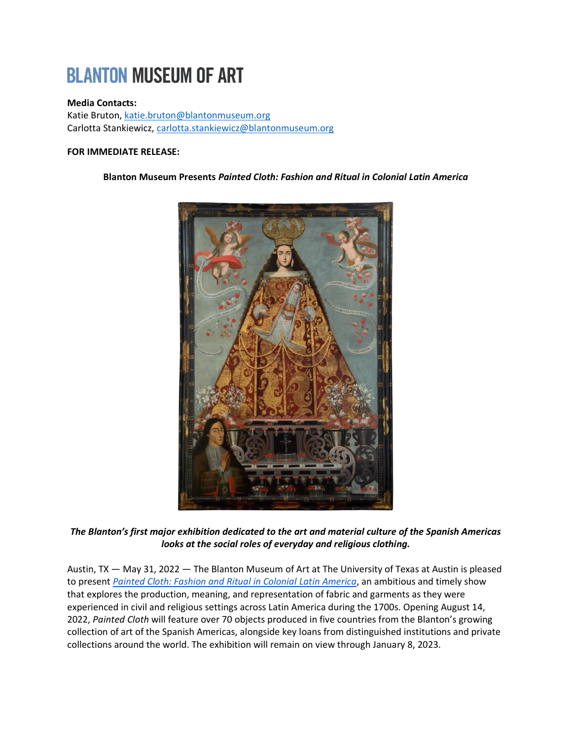# BLANTON MUSEUM OF ART

**Media Contacts:**
Katie Bruton, katie.bruton@blantonmuseum.org
Carlotta Stankiewicz, carlotta.stankiewicz@blantonmuseum.org

**FOR IMMEDIATE RELEASE:**

**Blanton Museum Presents *Painted Cloth: Fashion and Ritual in Colonial Latin America***

***The Blanton's first major exhibition dedicated to the art and material culture of the Spanish Americas looks at the social roles of everyday and religious clothing.***

Austin, TX — May 31, 2022 — The Blanton Museum of Art at The University of Texas at Austin is pleased to present *Painted Cloth: Fashion and Ritual in Colonial Latin America*, an ambitious and timely show that explores the production, meaning, and representation of fabric and garments as they were experienced in civil and religious settings across Latin America during the 1700s. Opening August 14, 2022, *Painted Cloth* will feature over 70 objects produced in five countries from the Blanton's growing collection of art of the Spanish Americas, alongside key loans from distinguished institutions and private collections around the world. The exhibition will remain on view through January 8, 2023.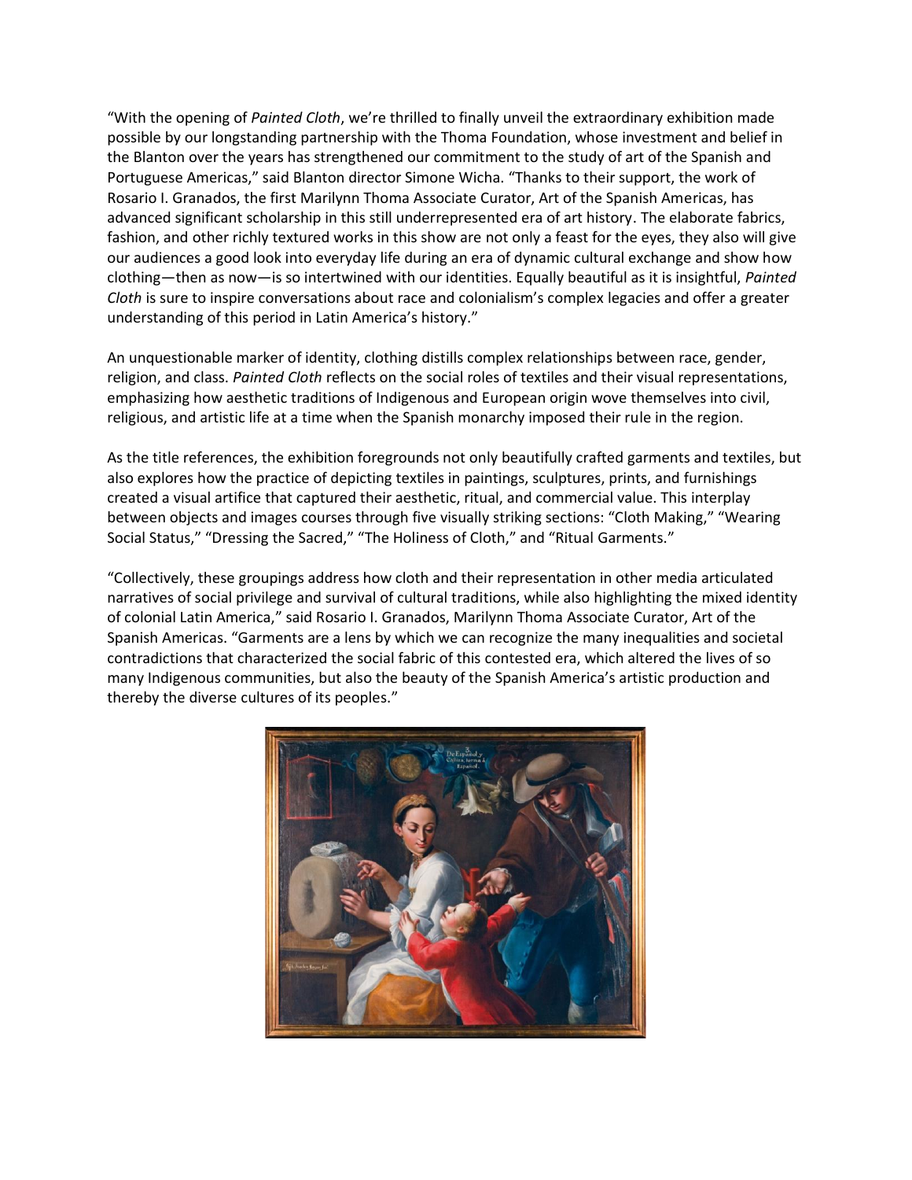"With the opening of *Painted Cloth*, we're thrilled to finally unveil the extraordinary exhibition made possible by our longstanding partnership with the Thoma Foundation, whose investment and belief in the Blanton over the years has strengthened our commitment to the study of art of the Spanish and Portuguese Americas," said Blanton director Simone Wicha. "Thanks to their support, the work of Rosario I. Granados, the first Marilynn Thoma Associate Curator, Art of the Spanish Americas, has advanced significant scholarship in this still underrepresented era of art history. The elaborate fabrics, fashion, and other richly textured works in this show are not only a feast for the eyes, they also will give our audiences a good look into everyday life during an era of dynamic cultural exchange and show how clothing—then as now—is so intertwined with our identities. Equally beautiful as it is insightful, *Painted Cloth* is sure to inspire conversations about race and colonialism's complex legacies and offer a greater understanding of this period in Latin America's history."

An unquestionable marker of identity, clothing distills complex relationships between race, gender, religion, and class. *Painted Cloth* reflects on the social roles of textiles and their visual representations, emphasizing how aesthetic traditions of Indigenous and European origin wove themselves into civil, religious, and artistic life at a time when the Spanish monarchy imposed their rule in the region.

As the title references, the exhibition foregrounds not only beautifully crafted garments and textiles, but also explores how the practice of depicting textiles in paintings, sculptures, prints, and furnishings created a visual artifice that captured their aesthetic, ritual, and commercial value. This interplay between objects and images courses through five visually striking sections: "Cloth Making," "Wearing Social Status," "Dressing the Sacred," "The Holiness of Cloth," and "Ritual Garments."

"Collectively, these groupings address how cloth and their representation in other media articulated narratives of social privilege and survival of cultural traditions, while also highlighting the mixed identity of colonial Latin America," said Rosario I. Granados, Marilynn Thoma Associate Curator, Art of the Spanish Americas. "Garments are a lens by which we can recognize the many inequalities and societal contradictions that characterized the social fabric of this contested era, which altered the lives of so many Indigenous communities, but also the beauty of the Spanish America's artistic production and thereby the diverse cultures of its peoples."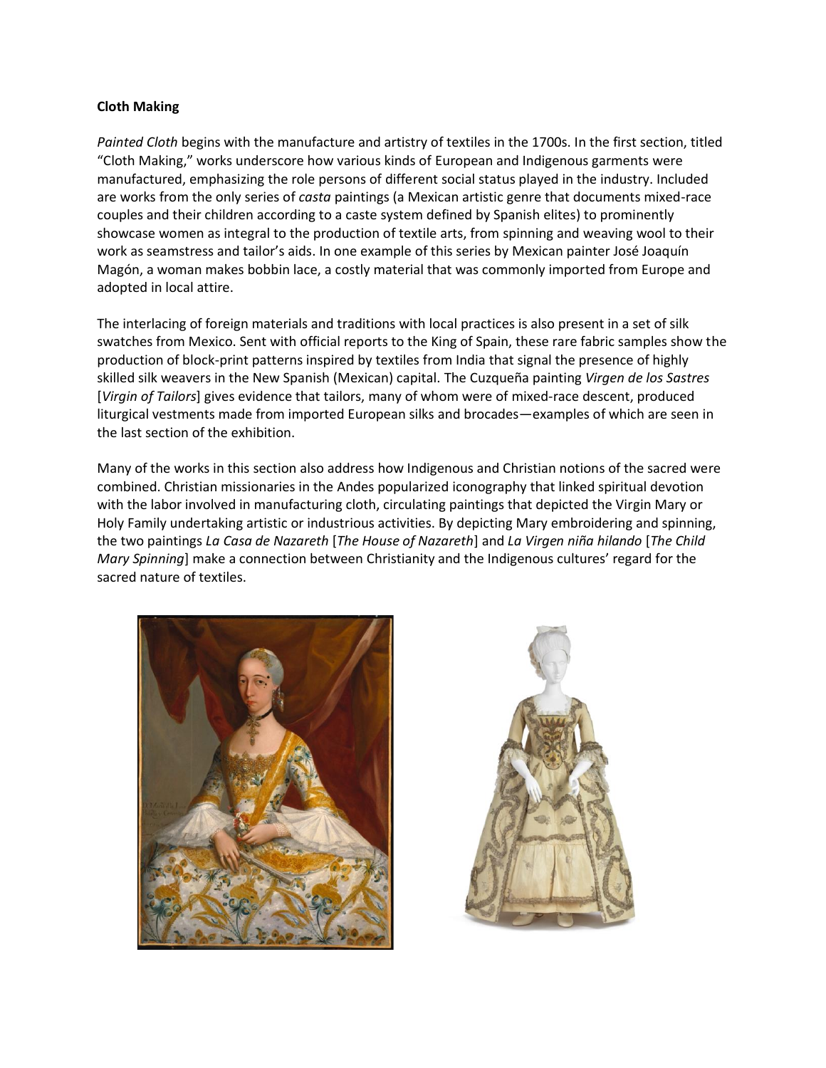**Cloth Making**

*Painted Cloth* begins with the manufacture and artistry of textiles in the 1700s. In the first section, titled "Cloth Making," works underscore how various kinds of European and Indigenous garments were manufactured, emphasizing the role persons of different social status played in the industry. Included are works from the only series of *casta* paintings (a Mexican artistic genre that documents mixed-race couples and their children according to a caste system defined by Spanish elites) to prominently showcase women as integral to the production of textile arts, from spinning and weaving wool to their work as seamstress and tailor's aids. In one example of this series by Mexican painter José Joaquín Magón, a woman makes bobbin lace, a costly material that was commonly imported from Europe and adopted in local attire.

The interlacing of foreign materials and traditions with local practices is also present in a set of silk swatches from Mexico. Sent with official reports to the King of Spain, these rare fabric samples show the production of block-print patterns inspired by textiles from India that signal the presence of highly skilled silk weavers in the New Spanish (Mexican) capital. The Cuzqueña painting *Virgen de los Sastres* [*Virgin of Tailors*] gives evidence that tailors, many of whom were of mixed-race descent, produced liturgical vestments made from imported European silks and brocades—examples of which are seen in the last section of the exhibition.

Many of the works in this section also address how Indigenous and Christian notions of the sacred were combined. Christian missionaries in the Andes popularized iconography that linked spiritual devotion with the labor involved in manufacturing cloth, circulating paintings that depicted the Virgin Mary or Holy Family undertaking artistic or industrious activities. By depicting Mary embroidering and spinning, the two paintings *La Casa de Nazareth* [*The House of Nazareth*] and *La Virgen niña hilando* [*The Child Mary Spinning*] make a connection between Christianity and the Indigenous cultures' regard for the sacred nature of textiles.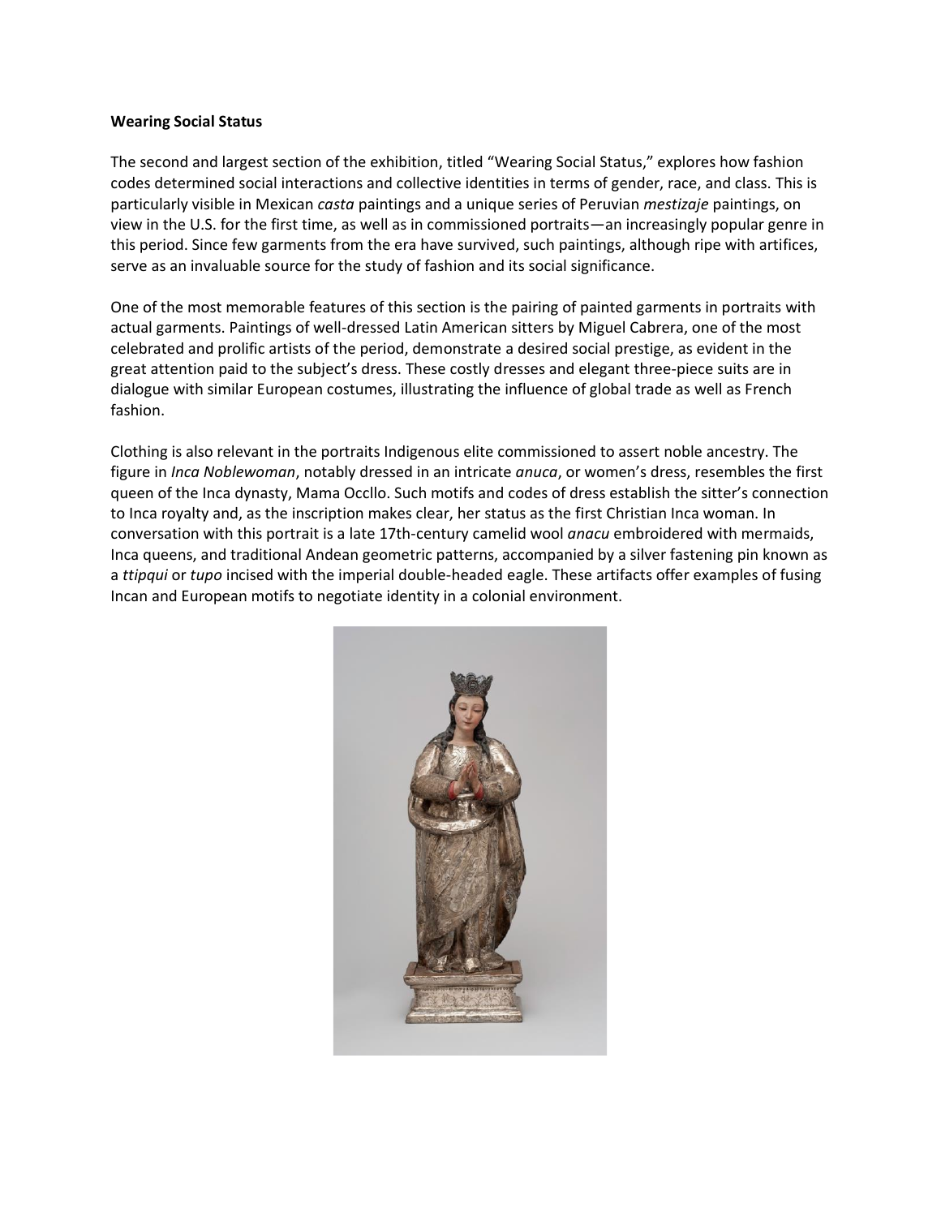**Wearing Social Status**

The second and largest section of the exhibition, titled "Wearing Social Status," explores how fashion codes determined social interactions and collective identities in terms of gender, race, and class. This is particularly visible in Mexican *casta* paintings and a unique series of Peruvian *mestizaje* paintings, on view in the U.S. for the first time, as well as in commissioned portraits—an increasingly popular genre in this period. Since few garments from the era have survived, such paintings, although ripe with artifices, serve as an invaluable source for the study of fashion and its social significance.

One of the most memorable features of this section is the pairing of painted garments in portraits with actual garments. Paintings of well-dressed Latin American sitters by Miguel Cabrera, one of the most celebrated and prolific artists of the period, demonstrate a desired social prestige, as evident in the great attention paid to the subject's dress. These costly dresses and elegant three-piece suits are in dialogue with similar European costumes, illustrating the influence of global trade as well as French fashion.

Clothing is also relevant in the portraits Indigenous elite commissioned to assert noble ancestry. The figure in *Inca Noblewoman*, notably dressed in an intricate *anuca*, or women's dress, resembles the first queen of the Inca dynasty, Mama Occllo. Such motifs and codes of dress establish the sitter's connection to Inca royalty and, as the inscription makes clear, her status as the first Christian Inca woman. In conversation with this portrait is a late 17th-century camelid wool *anacu* embroidered with mermaids, Inca queens, and traditional Andean geometric patterns, accompanied by a silver fastening pin known as a *ttipqui* or *tupo* incised with the imperial double-headed eagle. These artifacts offer examples of fusing Incan and European motifs to negotiate identity in a colonial environment.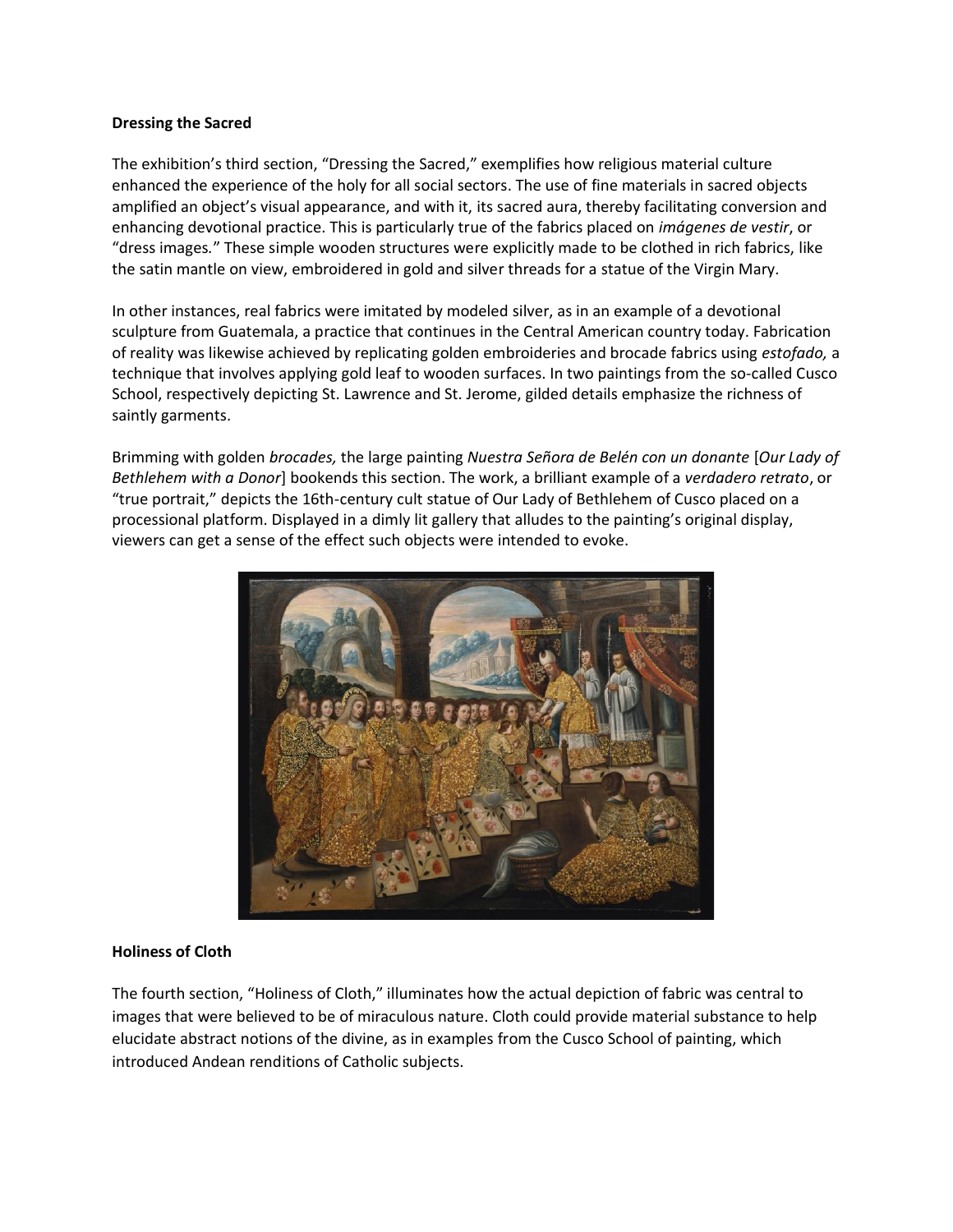**Dressing the Sacred**

The exhibition's third section, "Dressing the Sacred," exemplifies how religious material culture enhanced the experience of the holy for all social sectors. The use of fine materials in sacred objects amplified an object's visual appearance, and with it, its sacred aura, thereby facilitating conversion and enhancing devotional practice. This is particularly true of the fabrics placed on *imágenes de vestir*, or "dress images." These simple wooden structures were explicitly made to be clothed in rich fabrics, like the satin mantle on view, embroidered in gold and silver threads for a statue of the Virgin Mary.

In other instances, real fabrics were imitated by modeled silver, as in an example of a devotional sculpture from Guatemala, a practice that continues in the Central American country today. Fabrication of reality was likewise achieved by replicating golden embroideries and brocade fabrics using *estofado,* a technique that involves applying gold leaf to wooden surfaces. In two paintings from the so-called Cusco School, respectively depicting St. Lawrence and St. Jerome, gilded details emphasize the richness of saintly garments.

Brimming with golden *brocades,* the large painting *Nuestra Señora de Belén con un donante* [*Our Lady of Bethlehem with a Donor*] bookends this section. The work, a brilliant example of a *verdadero retrato*, or "true portrait," depicts the 16th-century cult statue of Our Lady of Bethlehem of Cusco placed on a processional platform. Displayed in a dimly lit gallery that alludes to the painting's original display, viewers can get a sense of the effect such objects were intended to evoke.

**Holiness of Cloth**

The fourth section, "Holiness of Cloth," illuminates how the actual depiction of fabric was central to images that were believed to be of miraculous nature. Cloth could provide material substance to help elucidate abstract notions of the divine, as in examples from the Cusco School of painting, which introduced Andean renditions of Catholic subjects.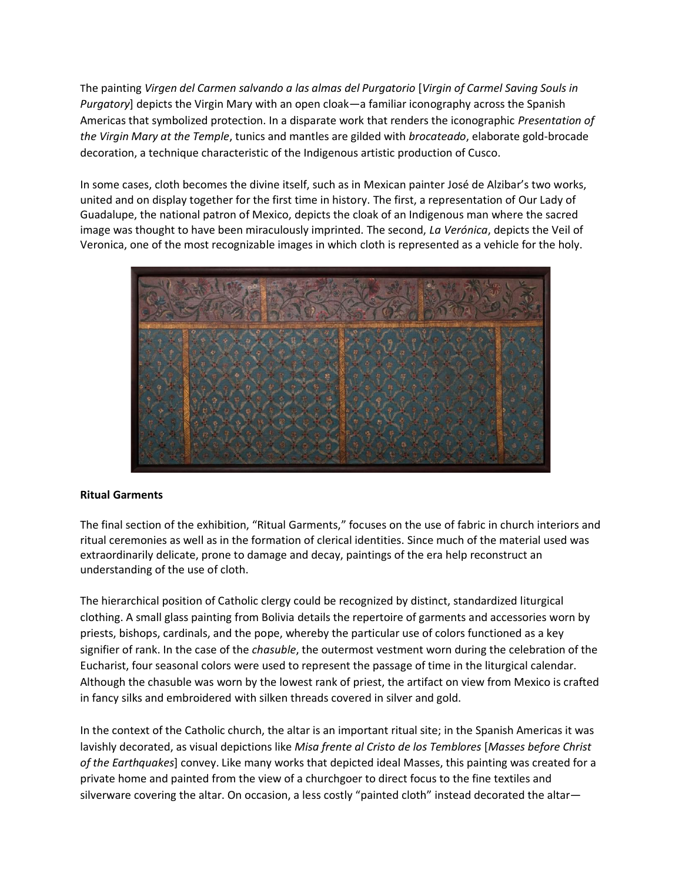The painting *Virgen del Carmen salvando a las almas del Purgatorio* [*Virgin of Carmel Saving Souls in Purgatory*] depicts the Virgin Mary with an open cloak—a familiar iconography across the Spanish Americas that symbolized protection. In a disparate work that renders the iconographic *Presentation of the Virgin Mary at the Temple*, tunics and mantles are gilded with *brocateado*, elaborate gold-brocade decoration, a technique characteristic of the Indigenous artistic production of Cusco.

In some cases, cloth becomes the divine itself, such as in Mexican painter José de Alzibar's two works, united and on display together for the first time in history. The first, a representation of Our Lady of Guadalupe, the national patron of Mexico, depicts the cloak of an Indigenous man where the sacred image was thought to have been miraculously imprinted. The second, *La Verónica*, depicts the Veil of Veronica, one of the most recognizable images in which cloth is represented as a vehicle for the holy.

**Ritual Garments**

The final section of the exhibition, "Ritual Garments," focuses on the use of fabric in church interiors and ritual ceremonies as well as in the formation of clerical identities. Since much of the material used was extraordinarily delicate, prone to damage and decay, paintings of the era help reconstruct an understanding of the use of cloth.

The hierarchical position of Catholic clergy could be recognized by distinct, standardized liturgical clothing. A small glass painting from Bolivia details the repertoire of garments and accessories worn by priests, bishops, cardinals, and the pope, whereby the particular use of colors functioned as a key signifier of rank. In the case of the *chasuble*, the outermost vestment worn during the celebration of the Eucharist, four seasonal colors were used to represent the passage of time in the liturgical calendar. Although the chasuble was worn by the lowest rank of priest, the artifact on view from Mexico is crafted in fancy silks and embroidered with silken threads covered in silver and gold.

In the context of the Catholic church, the altar is an important ritual site; in the Spanish Americas it was lavishly decorated, as visual depictions like *Misa frente al Cristo de los Temblores* [*Masses before Christ of the Earthquakes*] convey. Like many works that depicted ideal Masses, this painting was created for a private home and painted from the view of a churchgoer to direct focus to the fine textiles and silverware covering the altar. On occasion, a less costly "painted cloth" instead decorated the altar—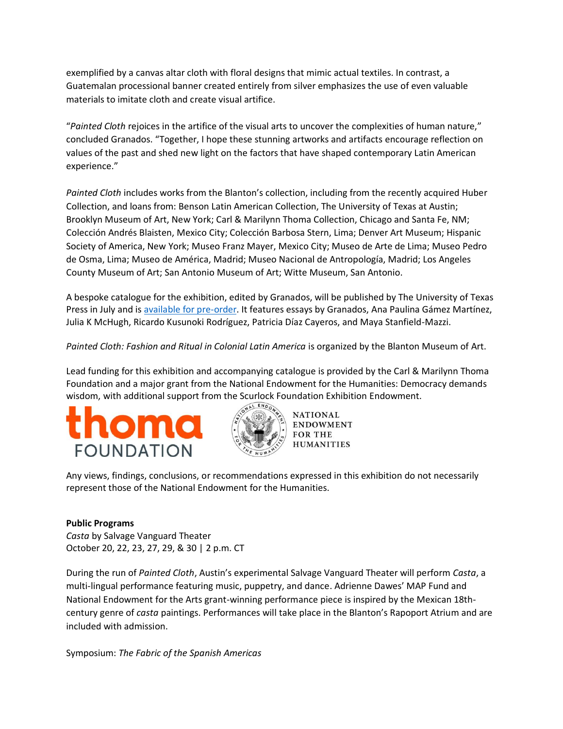exemplified by a canvas altar cloth with floral designs that mimic actual textiles. In contrast, a Guatemalan processional banner created entirely from silver emphasizes the use of even valuable materials to imitate cloth and create visual artifice.

"*Painted Cloth* rejoices in the artifice of the visual arts to uncover the complexities of human nature," concluded Granados. "Together, I hope these stunning artworks and artifacts encourage reflection on values of the past and shed new light on the factors that have shaped contemporary Latin American experience."

*Painted Cloth* includes works from the Blanton's collection, including from the recently acquired Huber Collection, and loans from: Benson Latin American Collection, The University of Texas at Austin; Brooklyn Museum of Art, New York; Carl & Marilynn Thoma Collection, Chicago and Santa Fe, NM; Colección Andrés Blaisten, Mexico City; Colección Barbosa Stern, Lima; Denver Art Museum; Hispanic Society of America, New York; Museo Franz Mayer, Mexico City; Museo de Arte de Lima; Museo Pedro de Osma, Lima; Museo de América, Madrid; Museo Nacional de Antropología, Madrid; Los Angeles County Museum of Art; San Antonio Museum of Art; Witte Museum, San Antonio.

A bespoke catalogue for the exhibition, edited by Granados, will be published by The University of Texas Press in July and is available for pre-order. It features essays by Granados, Ana Paulina Gámez Martínez, Julia K McHugh, Ricardo Kusunoki Rodríguez, Patricia Díaz Cayeros, and Maya Stanfield-Mazzi.

*Painted Cloth: Fashion and Ritual in Colonial Latin America* is organized by the Blanton Museum of Art.

Lead funding for this exhibition and accompanying catalogue is provided by the Carl & Marilynn Thoma Foundation and a major grant from the National Endowment for the Humanities: Democracy demands wisdom, with additional support from the Scurlock Foundation Exhibition Endowment.

thoma FOUNDATION

NATIONAL ENDOWMENT FOR THE HUMANITIES

Any views, findings, conclusions, or recommendations expressed in this exhibition do not necessarily represent those of the National Endowment for the Humanities.

**Public Programs**
*Casta* by Salvage Vanguard Theater
October 20, 22, 23, 27, 29, & 30 | 2 p.m. CT

During the run of *Painted Cloth*, Austin's experimental Salvage Vanguard Theater will perform *Casta*, a multi-lingual performance featuring music, puppetry, and dance. Adrienne Dawes' MAP Fund and National Endowment for the Arts grant-winning performance piece is inspired by the Mexican 18th-century genre of *casta* paintings. Performances will take place in the Blanton's Rapoport Atrium and are included with admission.

Symposium: *The Fabric of the Spanish Americas*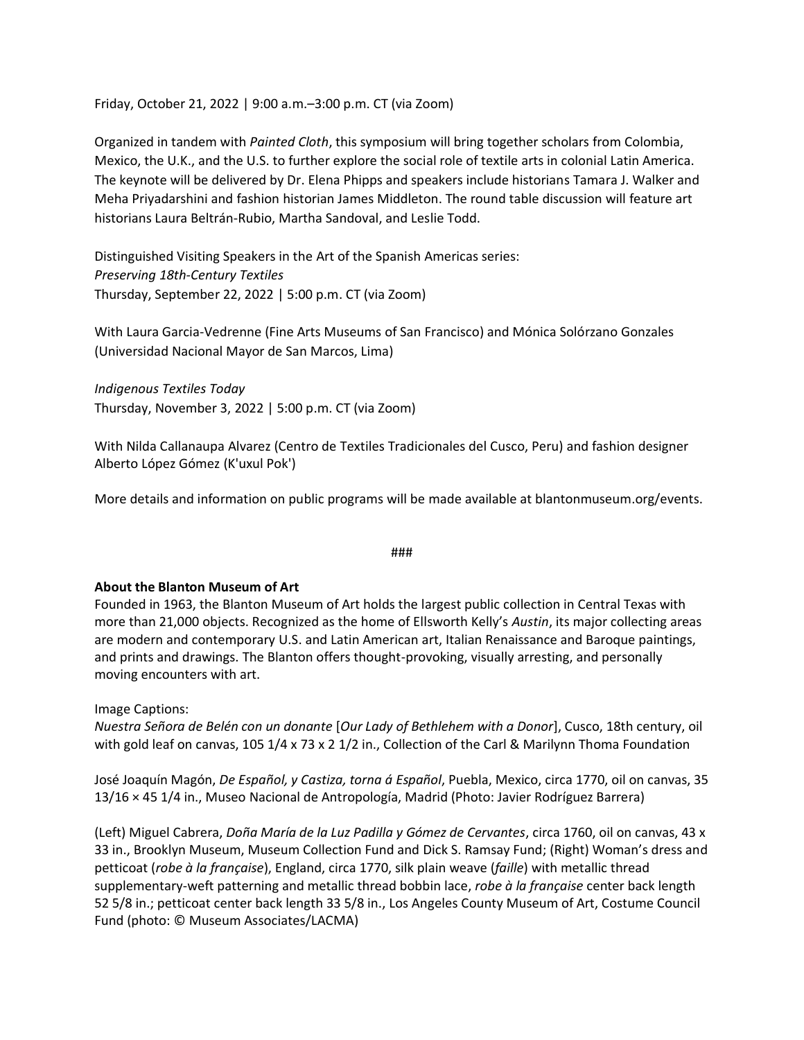Friday, October 21, 2022 | 9:00 a.m.–3:00 p.m. CT (via Zoom)

Organized in tandem with *Painted Cloth*, this symposium will bring together scholars from Colombia, Mexico, the U.K., and the U.S. to further explore the social role of textile arts in colonial Latin America. The keynote will be delivered by Dr. Elena Phipps and speakers include historians Tamara J. Walker and Meha Priyadarshini and fashion historian James Middleton. The round table discussion will feature art historians Laura Beltrán-Rubio, Martha Sandoval, and Leslie Todd.

Distinguished Visiting Speakers in the Art of the Spanish Americas series:
*Preserving 18th-Century Textiles*
Thursday, September 22, 2022 | 5:00 p.m. CT (via Zoom)

With Laura Garcia-Vedrenne (Fine Arts Museums of San Francisco) and Mónica Solórzano Gonzales (Universidad Nacional Mayor de San Marcos, Lima)

*Indigenous Textiles Today*
Thursday, November 3, 2022 | 5:00 p.m. CT (via Zoom)

With Nilda Callanaupa Alvarez (Centro de Textiles Tradicionales del Cusco, Peru) and fashion designer Alberto López Gómez (K'uxul Pok')

More details and information on public programs will be made available at blantonmuseum.org/events.

###

**About the Blanton Museum of Art**
Founded in 1963, the Blanton Museum of Art holds the largest public collection in Central Texas with more than 21,000 objects. Recognized as the home of Ellsworth Kelly's *Austin*, its major collecting areas are modern and contemporary U.S. and Latin American art, Italian Renaissance and Baroque paintings, and prints and drawings. The Blanton offers thought-provoking, visually arresting, and personally moving encounters with art.

Image Captions:
*Nuestra Señora de Belén con un donante* [*Our Lady of Bethlehem with a Donor*], Cusco, 18th century, oil with gold leaf on canvas, 105 1/4 x 73 x 2 1/2 in., Collection of the Carl & Marilynn Thoma Foundation

José Joaquín Magón, *De Español, y Castiza, torna á Español*, Puebla, Mexico, circa 1770, oil on canvas, 35 13/16 × 45 1/4 in., Museo Nacional de Antropología, Madrid (Photo: Javier Rodríguez Barrera)

(Left) Miguel Cabrera, *Doña María de la Luz Padilla y Gómez de Cervantes*, circa 1760, oil on canvas, 43 x 33 in., Brooklyn Museum, Museum Collection Fund and Dick S. Ramsay Fund; (Right) Woman's dress and petticoat (*robe à la française*), England, circa 1770, silk plain weave (*faille*) with metallic thread supplementary-weft patterning and metallic thread bobbin lace, *robe à la française* center back length 52 5/8 in.; petticoat center back length 33 5/8 in., Los Angeles County Museum of Art, Costume Council Fund (photo: © Museum Associates/LACMA)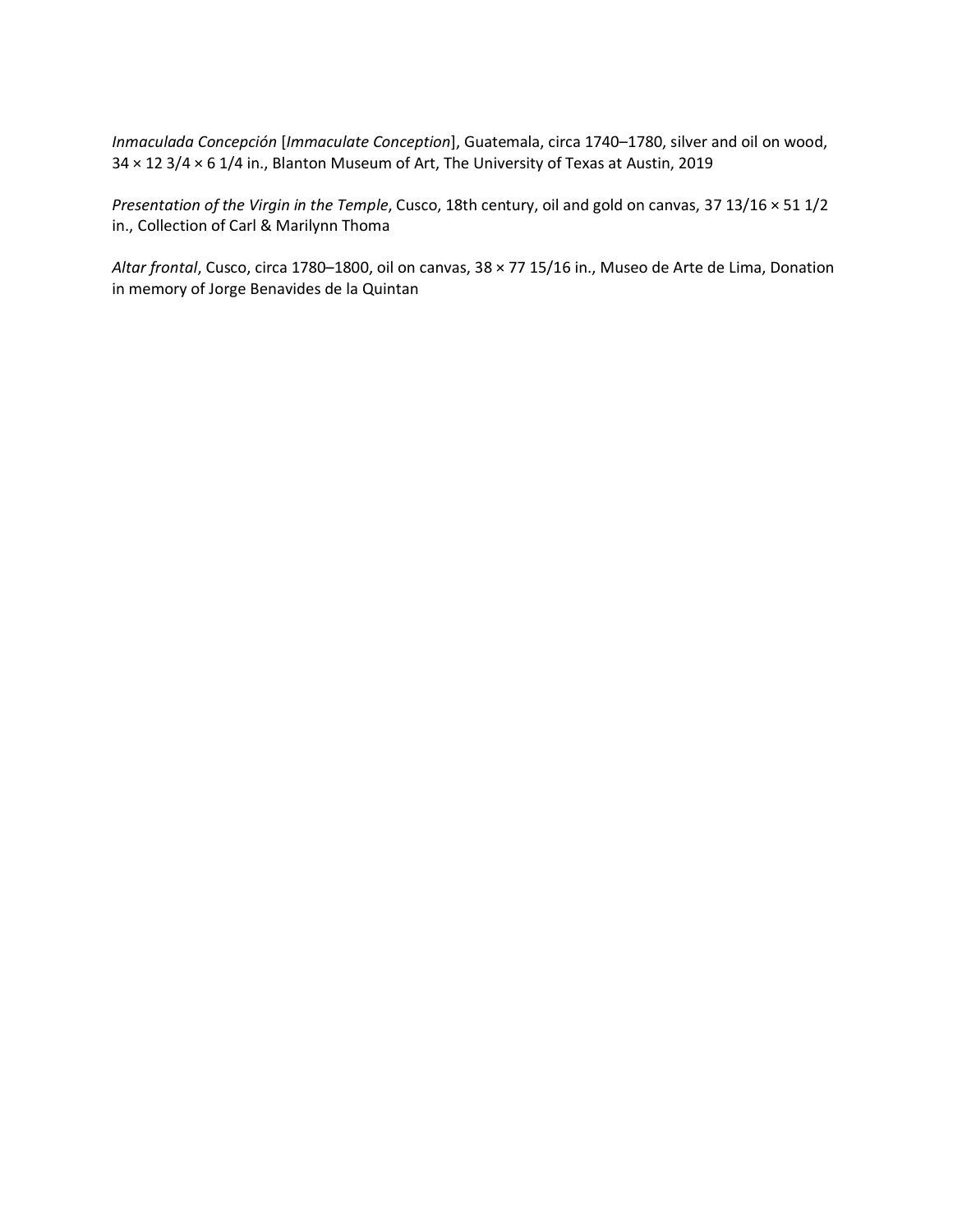*Inmaculada Concepción* [*Immaculate Conception*], Guatemala, circa 1740–1780, silver and oil on wood, 34 × 12 3/4 × 6 1/4 in., Blanton Museum of Art, The University of Texas at Austin, 2019

*Presentation of the Virgin in the Temple*, Cusco, 18th century, oil and gold on canvas, 37 13/16 × 51 1/2 in., Collection of Carl & Marilynn Thoma

*Altar frontal*, Cusco, circa 1780–1800, oil on canvas, 38 × 77 15/16 in., Museo de Arte de Lima, Donation in memory of Jorge Benavides de la Quintan